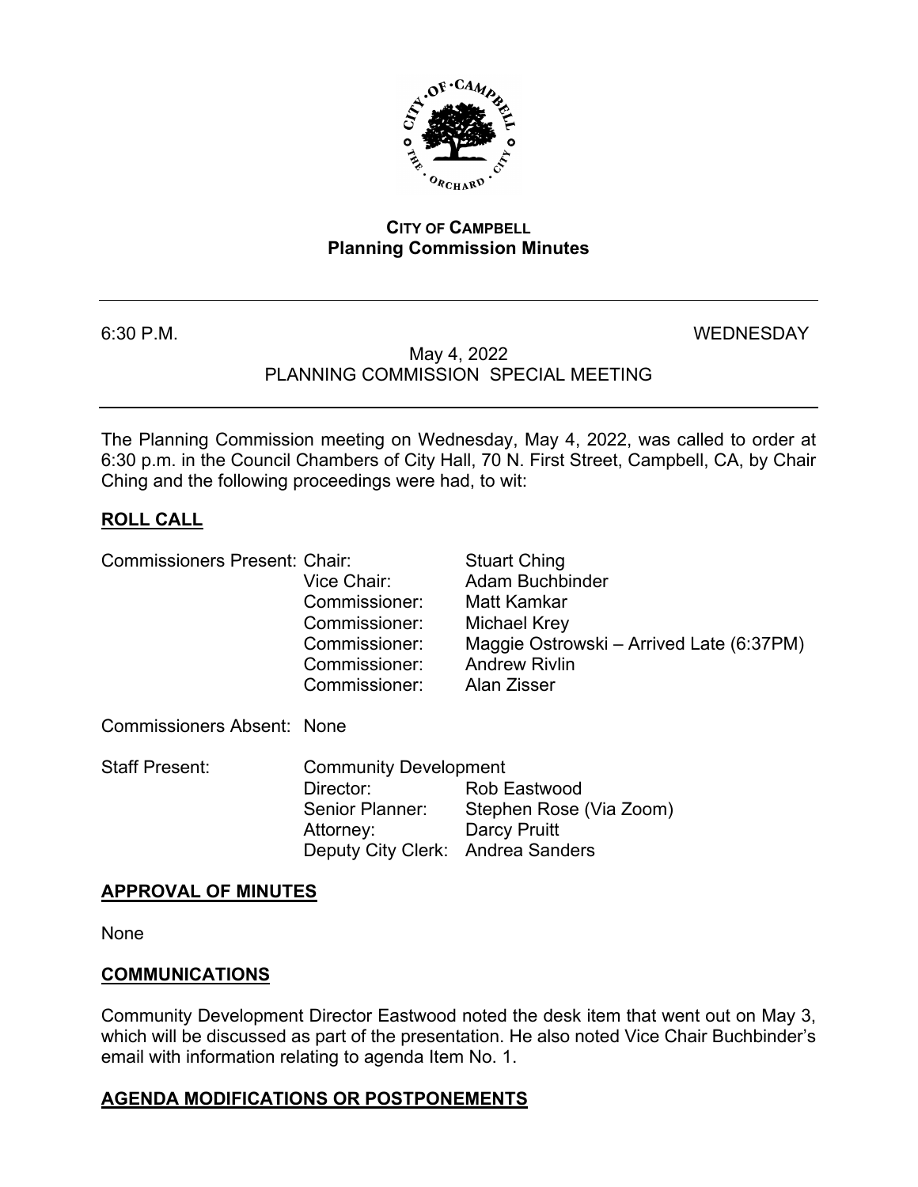**CITY OF CAMPBELL**
**Planning Commission Minutes**

---

6:30 P.M. WEDNESDAY

May 4, 2022
PLANNING COMMISSION SPECIAL MEETING

---

The Planning Commission meeting on Wednesday, May 4, 2022, was called to order at 6:30 p.m. in the Council Chambers of City Hall, 70 N. First Street, Campbell, CA, by Chair Ching and the following proceedings were had, to wit:

## ROLL CALL

| | | |
|---|---|---|
| Commissioners Present: | Chair: | Stuart Ching |
| | Vice Chair: | Adam Buchbinder |
| | Commissioner: | Matt Kamkar |
| | Commissioner: | Michael Krey |
| | Commissioner: | Maggie Ostrowski – Arrived Late (6:37PM) |
| | Commissioner: | Andrew Rivlin |
| | Commissioner: | Alan Zisser |

Commissioners Absent: None

| | | |
|---|---|---|
| Staff Present: | Community Development | |
| | Director: | Rob Eastwood |
| | Senior Planner: | Stephen Rose (Via Zoom) |
| | Attorney: | Darcy Pruitt |
| | Deputy City Clerk: | Andrea Sanders |

## APPROVAL OF MINUTES

None

## COMMUNICATIONS

Community Development Director Eastwood noted the desk item that went out on May 3, which will be discussed as part of the presentation. He also noted Vice Chair Buchbinder's email with information relating to agenda Item No. 1.

## AGENDA MODIFICATIONS OR POSTPONEMENTS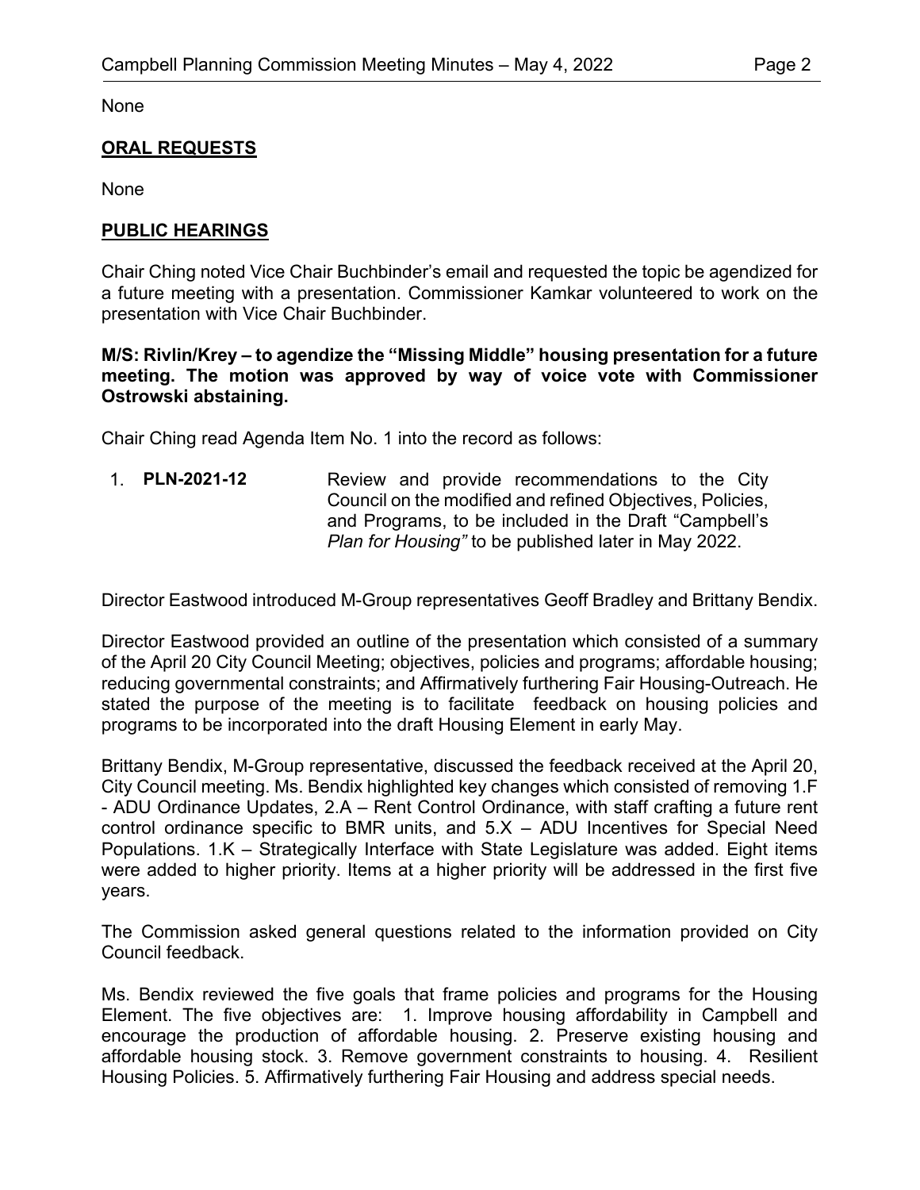None

**ORAL REQUESTS**

None

**PUBLIC HEARINGS**

Chair Ching noted Vice Chair Buchbinder's email and requested the topic be agendized for a future meeting with a presentation. Commissioner Kamkar volunteered to work on the presentation with Vice Chair Buchbinder.

**M/S: Rivlin/Krey – to agendize the "Missing Middle" housing presentation for a future meeting. The motion was approved by way of voice vote with Commissioner Ostrowski abstaining.**

Chair Ching read Agenda Item No. 1 into the record as follows:

1. **PLN-2021-12** Review and provide recommendations to the City Council on the modified and refined Objectives, Policies, and Programs, to be included in the Draft "Campbell's *Plan for Housing"* to be published later in May 2022.

Director Eastwood introduced M-Group representatives Geoff Bradley and Brittany Bendix.

Director Eastwood provided an outline of the presentation which consisted of a summary of the April 20 City Council Meeting; objectives, policies and programs; affordable housing; reducing governmental constraints; and Affirmatively furthering Fair Housing-Outreach. He stated the purpose of the meeting is to facilitate feedback on housing policies and programs to be incorporated into the draft Housing Element in early May.

Brittany Bendix, M-Group representative, discussed the feedback received at the April 20, City Council meeting. Ms. Bendix highlighted key changes which consisted of removing 1.F - ADU Ordinance Updates, 2.A – Rent Control Ordinance, with staff crafting a future rent control ordinance specific to BMR units, and 5.X – ADU Incentives for Special Need Populations. 1.K – Strategically Interface with State Legislature was added. Eight items were added to higher priority. Items at a higher priority will be addressed in the first five years.

The Commission asked general questions related to the information provided on City Council feedback.

Ms. Bendix reviewed the five goals that frame policies and programs for the Housing Element. The five objectives are: 1. Improve housing affordability in Campbell and encourage the production of affordable housing. 2. Preserve existing housing and affordable housing stock. 3. Remove government constraints to housing. 4. Resilient Housing Policies. 5. Affirmatively furthering Fair Housing and address special needs.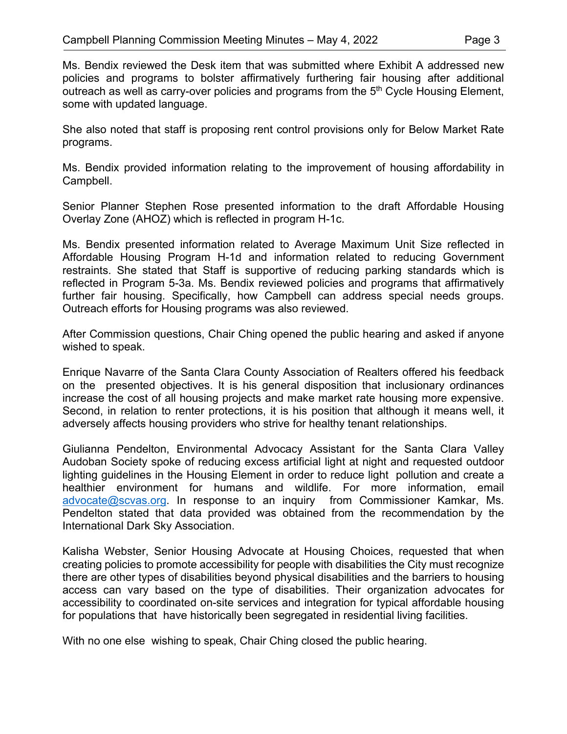Ms. Bendix reviewed the Desk item that was submitted where Exhibit A addressed new policies and programs to bolster affirmatively furthering fair housing after additional outreach as well as carry-over policies and programs from the 5th Cycle Housing Element, some with updated language.

She also noted that staff is proposing rent control provisions only for Below Market Rate programs.

Ms. Bendix provided information relating to the improvement of housing affordability in Campbell.

Senior Planner Stephen Rose presented information to the draft Affordable Housing Overlay Zone (AHOZ) which is reflected in program H-1c.

Ms. Bendix presented information related to Average Maximum Unit Size reflected in Affordable Housing Program H-1d and information related to reducing Government restraints. She stated that Staff is supportive of reducing parking standards which is reflected in Program 5-3a. Ms. Bendix reviewed policies and programs that affirmatively further fair housing. Specifically, how Campbell can address special needs groups. Outreach efforts for Housing programs was also reviewed.

After Commission questions, Chair Ching opened the public hearing and asked if anyone wished to speak.

Enrique Navarre of the Santa Clara County Association of Realters offered his feedback on the presented objectives. It is his general disposition that inclusionary ordinances increase the cost of all housing projects and make market rate housing more expensive. Second, in relation to renter protections, it is his position that although it means well, it adversely affects housing providers who strive for healthy tenant relationships.

Giulianna Pendelton, Environmental Advocacy Assistant for the Santa Clara Valley Audoban Society spoke of reducing excess artificial light at night and requested outdoor lighting guidelines in the Housing Element in order to reduce light pollution and create a healthier environment for humans and wildlife. For more information, email advocate@scvas.org. In response to an inquiry from Commissioner Kamkar, Ms. Pendelton stated that data provided was obtained from the recommendation by the International Dark Sky Association.

Kalisha Webster, Senior Housing Advocate at Housing Choices, requested that when creating policies to promote accessibility for people with disabilities the City must recognize there are other types of disabilities beyond physical disabilities and the barriers to housing access can vary based on the type of disabilities. Their organization advocates for accessibility to coordinated on-site services and integration for typical affordable housing for populations that have historically been segregated in residential living facilities.

With no one else wishing to speak, Chair Ching closed the public hearing.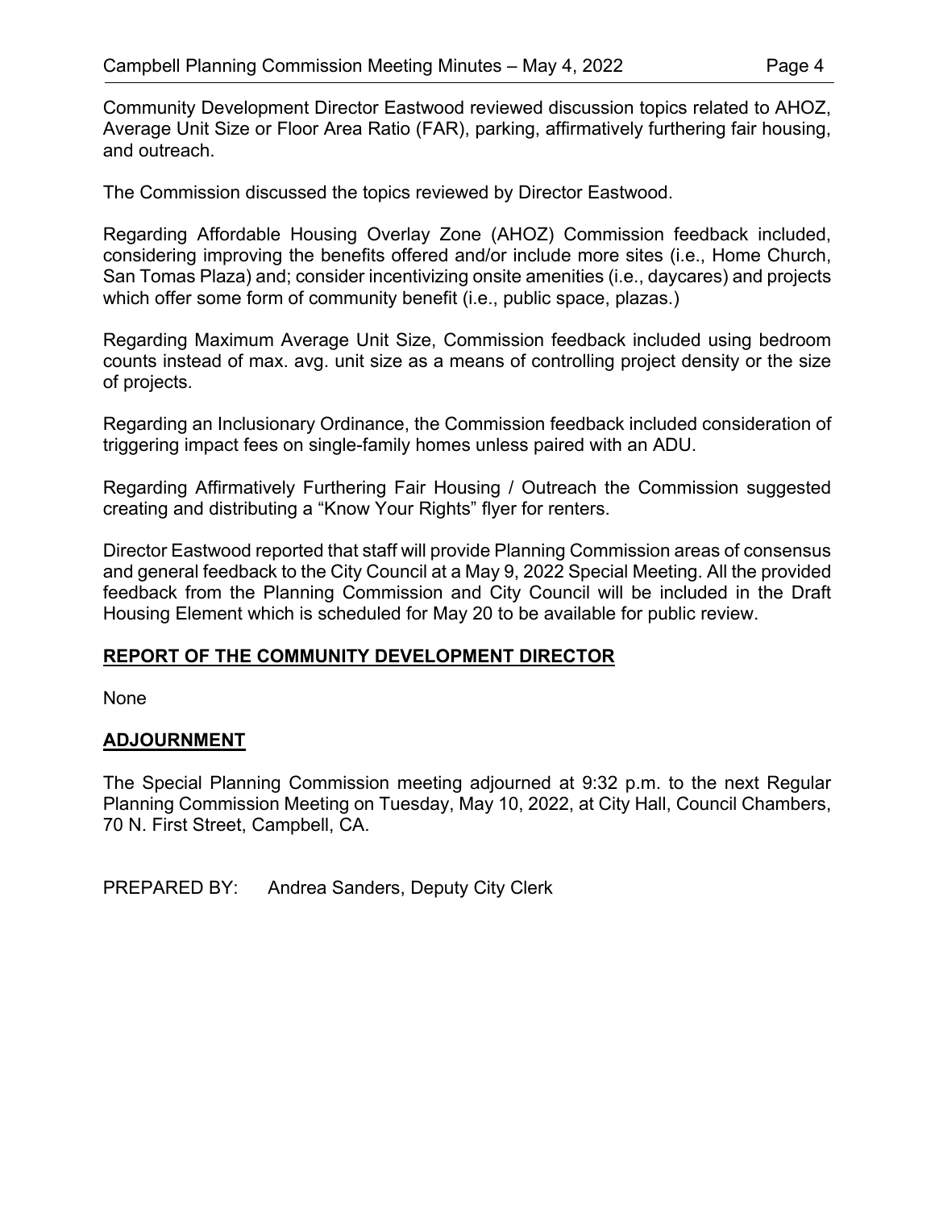Community Development Director Eastwood reviewed discussion topics related to AHOZ, Average Unit Size or Floor Area Ratio (FAR), parking, affirmatively furthering fair housing, and outreach.

The Commission discussed the topics reviewed by Director Eastwood.

Regarding Affordable Housing Overlay Zone (AHOZ) Commission feedback included, considering improving the benefits offered and/or include more sites (i.e., Home Church, San Tomas Plaza) and; consider incentivizing onsite amenities (i.e., daycares) and projects which offer some form of community benefit (i.e., public space, plazas.)

Regarding Maximum Average Unit Size, Commission feedback included using bedroom counts instead of max. avg. unit size as a means of controlling project density or the size of projects.

Regarding an Inclusionary Ordinance, the Commission feedback included consideration of triggering impact fees on single-family homes unless paired with an ADU.

Regarding Affirmatively Furthering Fair Housing / Outreach the Commission suggested creating and distributing a "Know Your Rights" flyer for renters.

Director Eastwood reported that staff will provide Planning Commission areas of consensus and general feedback to the City Council at a May 9, 2022 Special Meeting. All the provided feedback from the Planning Commission and City Council will be included in the Draft Housing Element which is scheduled for May 20 to be available for public review.

## REPORT OF THE COMMUNITY DEVELOPMENT DIRECTOR

None

## ADJOURNMENT

The Special Planning Commission meeting adjourned at 9:32 p.m. to the next Regular Planning Commission Meeting on Tuesday, May 10, 2022, at City Hall, Council Chambers, 70 N. First Street, Campbell, CA.

PREPARED BY: Andrea Sanders, Deputy City Clerk